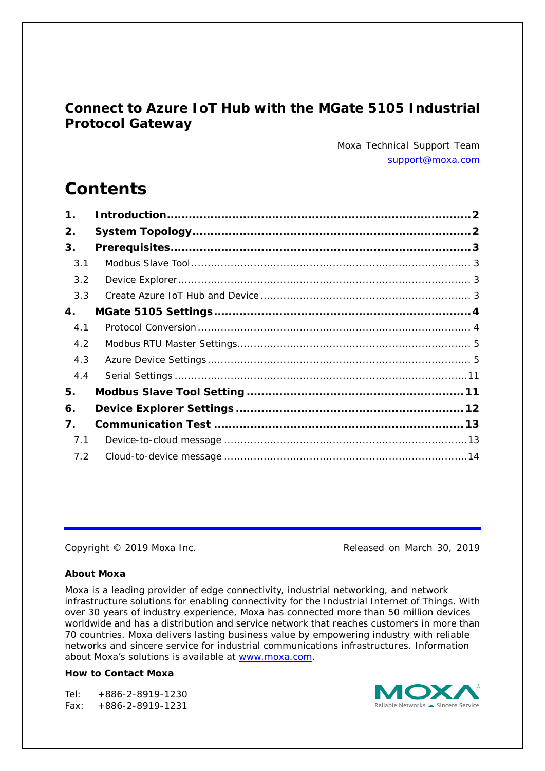# Connect to Azure IoT Hub with the MGate 5105 Industrial Protocol Gateway

Moxa Technical Support Team
support@moxa.com

## Contents

**1. Introduction** .......... **2**
**2. System Topology** .......... **2**
**3. Prerequisites** .......... **3**
- 3.1 Modbus Slave Tool .......... 3
- 3.2 Device Explorer .......... 3
- 3.3 Create Azure IoT Hub and Device .......... 3

**4. MGate 5105 Settings** .......... **4**
- 4.1 Protocol Conversion .......... 4
- 4.2 Modbus RTU Master Settings .......... 5
- 4.3 Azure Device Settings .......... 5
- 4.4 Serial Settings .......... 11

**5. Modbus Slave Tool Setting** .......... **11**
**6. Device Explorer Settings** .......... **12**
**7. Communication Test** .......... **13**
- 7.1 Device-to-cloud message .......... 13
- 7.2 Cloud-to-device message .......... 14

Copyright © 2019 Moxa Inc.

Released on March 30, 2019

**About Moxa**

Moxa is a leading provider of edge connectivity, industrial networking, and network infrastructure solutions for enabling connectivity for the Industrial Internet of Things. With over 30 years of industry experience, Moxa has connected more than 50 million devices worldwide and has a distribution and service network that reaches customers in more than 70 countries. Moxa delivers lasting business value by empowering industry with reliable networks and sincere service for industrial communications infrastructures. Information about Moxa's solutions is available at www.moxa.com.

**How to Contact Moxa**

Tel: +886-2-8919-1230
Fax: +886-2-8919-1231

MOXA® Reliable Networks ▲ Sincere Service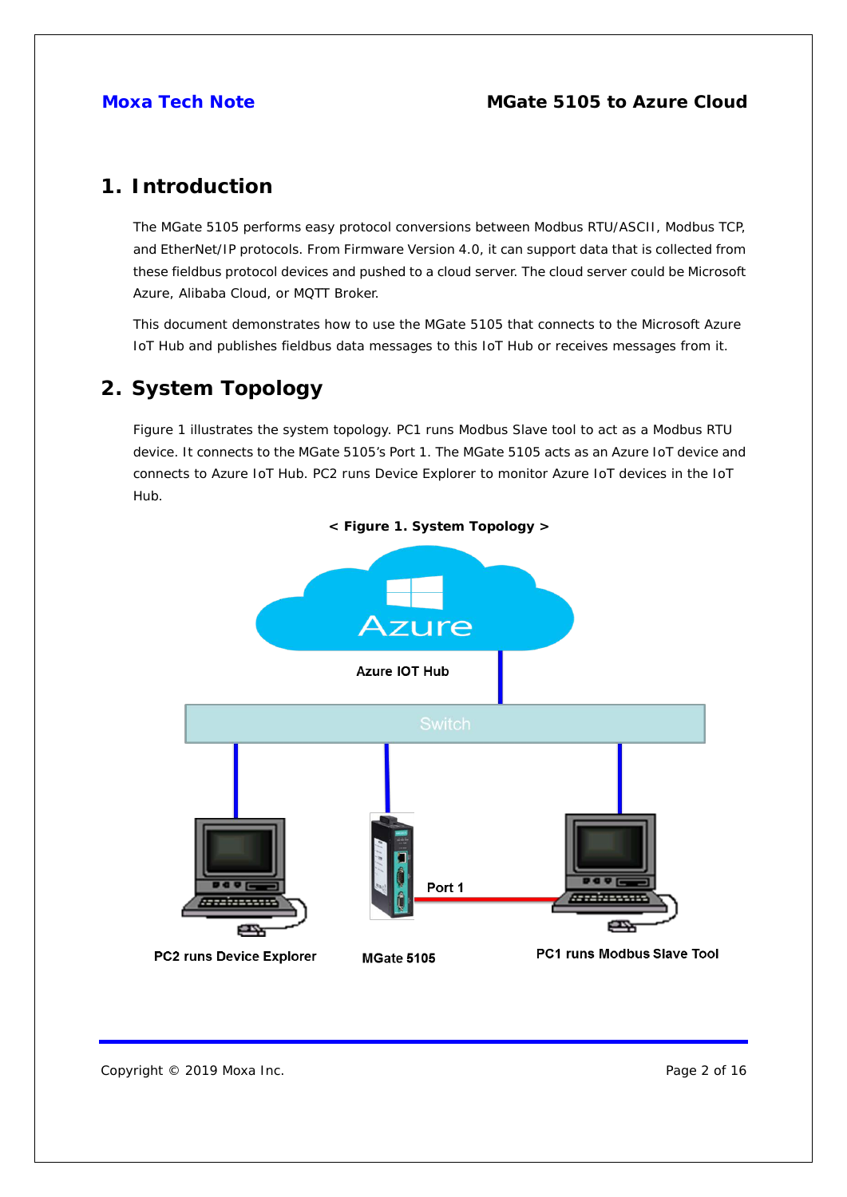# 1. Introduction

The MGate 5105 performs easy protocol conversions between Modbus RTU/ASCII, Modbus TCP, and EtherNet/IP protocols. From Firmware Version 4.0, it can support data that is collected from these fieldbus protocol devices and pushed to a cloud server. The cloud server could be Microsoft Azure, Alibaba Cloud, or MQTT Broker.

This document demonstrates how to use the MGate 5105 that connects to the Microsoft Azure IoT Hub and publishes fieldbus data messages to this IoT Hub or receives messages from it.

# 2. System Topology

Figure 1 illustrates the system topology. PC1 runs Modbus Slave tool to act as a Modbus RTU device. It connects to the MGate 5105's Port 1. The MGate 5105 acts as an Azure IoT device and connects to Azure IoT Hub. PC2 runs Device Explorer to monitor Azure IoT devices in the IoT Hub.

**< Figure 1. System Topology >**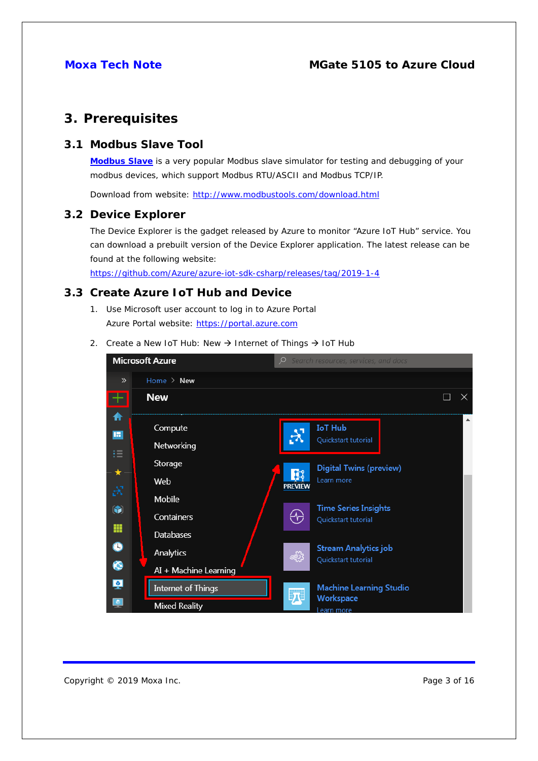# 3. Prerequisites

## 3.1 Modbus Slave Tool

**Modbus Slave** is a very popular Modbus slave simulator for testing and debugging of your modbus devices, which support Modbus RTU/ASCII and Modbus TCP/IP.

Download from website: http://www.modbustools.com/download.html

## 3.2 Device Explorer

The Device Explorer is the gadget released by Azure to monitor "Azure IoT Hub" service. You can download a prebuilt version of the Device Explorer application. The latest release can be found at the following website:
https://github.com/Azure/azure-iot-sdk-csharp/releases/tag/2019-1-4

## 3.3 Create Azure IoT Hub and Device

1. Use Microsoft user account to log in to Azure Portal
   Azure Portal website: https://portal.azure.com
2. Create a New IoT Hub: New → Internet of Things → IoT Hub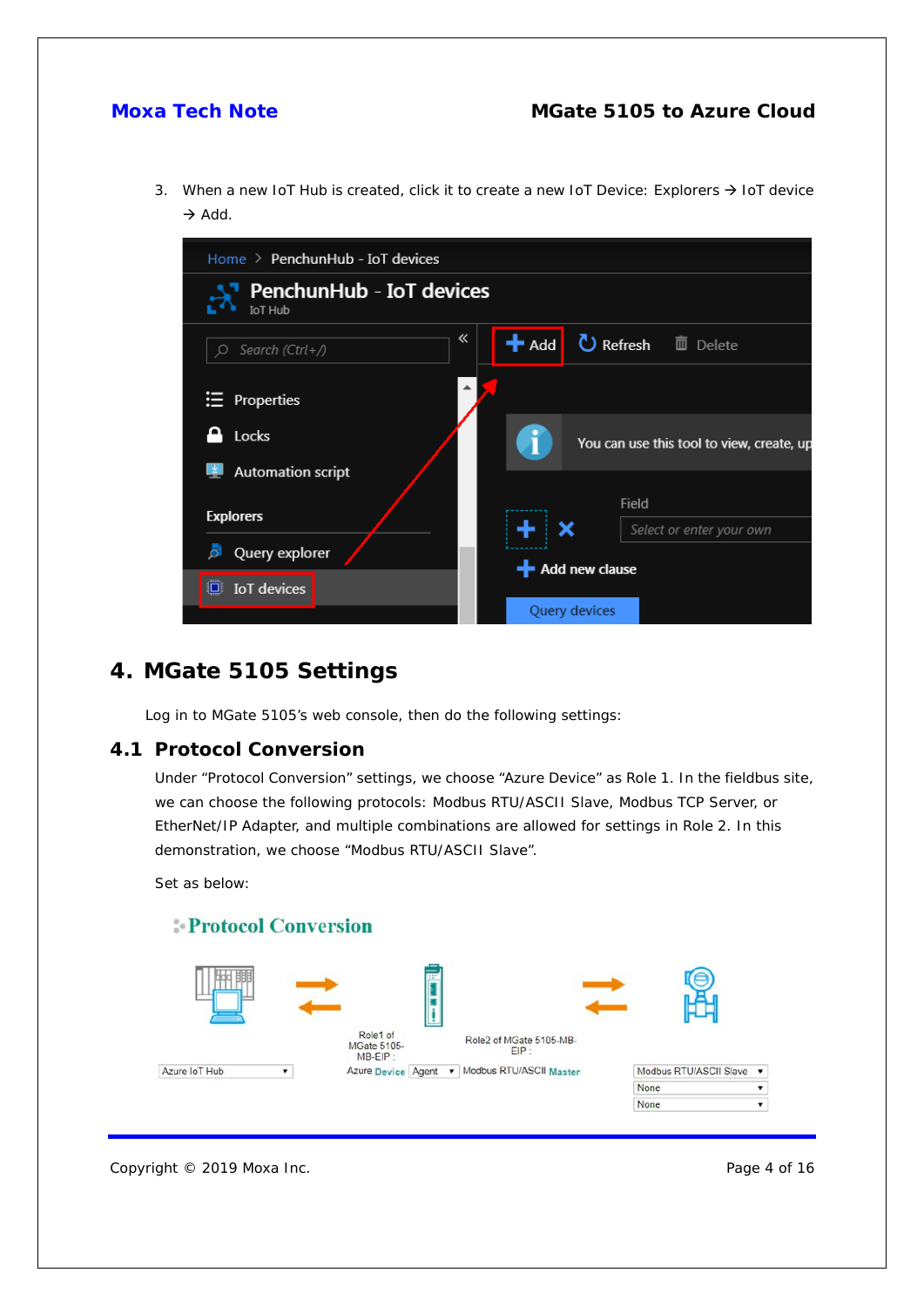3. When a new IoT Hub is created, click it to create a new IoT Device: Explorers → IoT device → Add.

## 4. MGate 5105 Settings

Log in to MGate 5105's web console, then do the following settings:

### 4.1 Protocol Conversion

Under "Protocol Conversion" settings, we choose "Azure Device" as Role 1. In the fieldbus site, we can choose the following protocols: Modbus RTU/ASCII Slave, Modbus TCP Server, or EtherNet/IP Adapter, and multiple combinations are allowed for settings in Role 2. In this demonstration, we choose "Modbus RTU/ASCII Slave".

Set as below: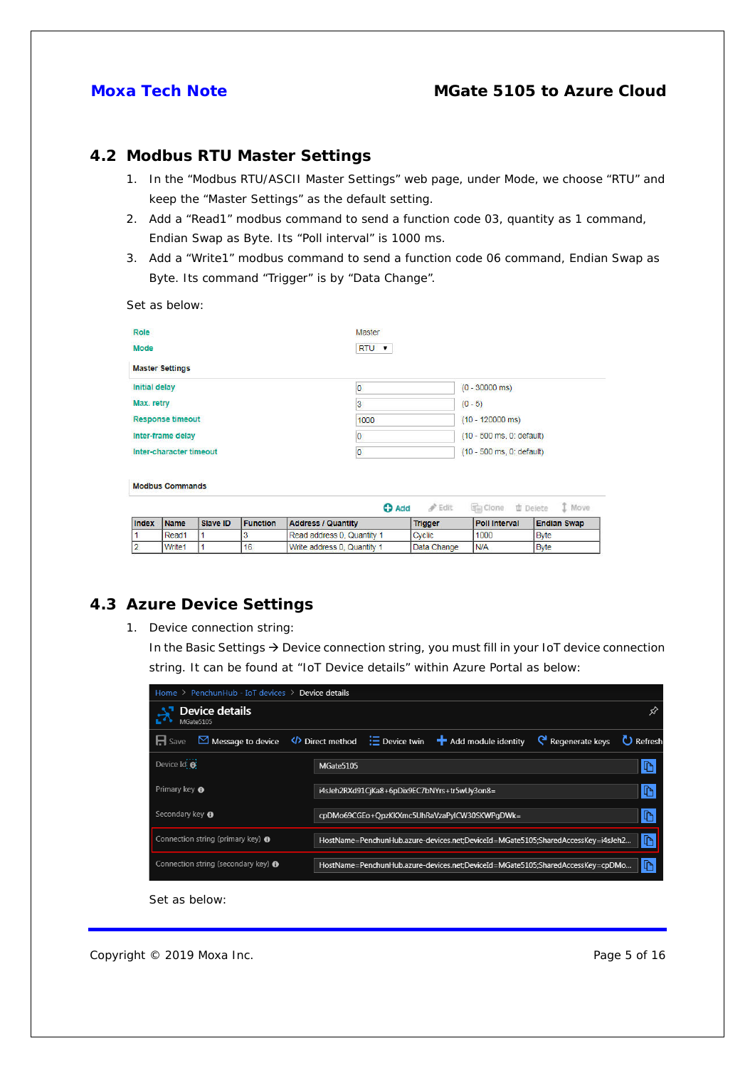## 4.2 Modbus RTU Master Settings

1. In the "Modbus RTU/ASCII Master Settings" web page, under Mode, we choose "RTU" and keep the "Master Settings" as the default setting.
2. Add a "Read1" modbus command to send a function code 03, quantity as 1 command, Endian Swap as Byte. Its "Poll interval" is 1000 ms.
3. Add a "Write1" modbus command to send a function code 06 command, Endian Swap as Byte. Its command "Trigger" is by "Data Change".

Set as below:

| | | |
|---|---|---|
| Role | Master | |
| Mode | RTU | |

**Master Settings**

| | | |
|---|---|---|
| Initial delay | 0 | (0 - 30000 ms) |
| Max. retry | 3 | (0 - 5) |
| Response timeout | 1000 | (10 - 120000 ms) |
| Inter-frame delay | 0 | (10 - 500 ms, 0: default) |
| Inter-character timeout | 0 | (10 - 500 ms, 0: default) |

**Modbus Commands**

Add | Edit | Clone | Delete | Move

| Index | Name | Slave ID | Function | Address / Quantity | Trigger | Poll Interval | Endian Swap |
|---|---|---|---|---|---|---|---|
| 1 | Read1 | 1 | 3 | Read address 0, Quantity 1 | Cyclic | 1000 | Byte |
| 2 | Write1 | 1 | 16 | Write address 0, Quantity 1 | Data Change | N/A | Byte |

## 4.3 Azure Device Settings

1. Device connection string:

   In the Basic Settings → Device connection string, you must fill in your IoT device connection string. It can be found at "IoT Device details" within Azure Portal as below:

Home > PenchunHub - IoT devices > Device details

**Device details**
MGate5105

Save | Message to device | Direct method | Device twin | Add module identity | Regenerate keys | Refresh

| | |
|---|---|
| Device Id | MGate5105 |
| Primary key | i4sJeh2RXd91CjKa8+6pDix9EC7bNYrs+tr5wUy3on8= |
| Secondary key | cpDMo69CGEo+QpzKKXmc5UhRaVzaPylCW30SKWPgDWk= |
| Connection string (primary key) | HostName=PenchunHub.azure-devices.net;DeviceId=MGate5105;SharedAccessKey=i4sJeh2... |
| Connection string (secondary key) | HostName=PenchunHub.azure-devices.net;DeviceId=MGate5105;SharedAccessKey=cpDMo... |

Set as below: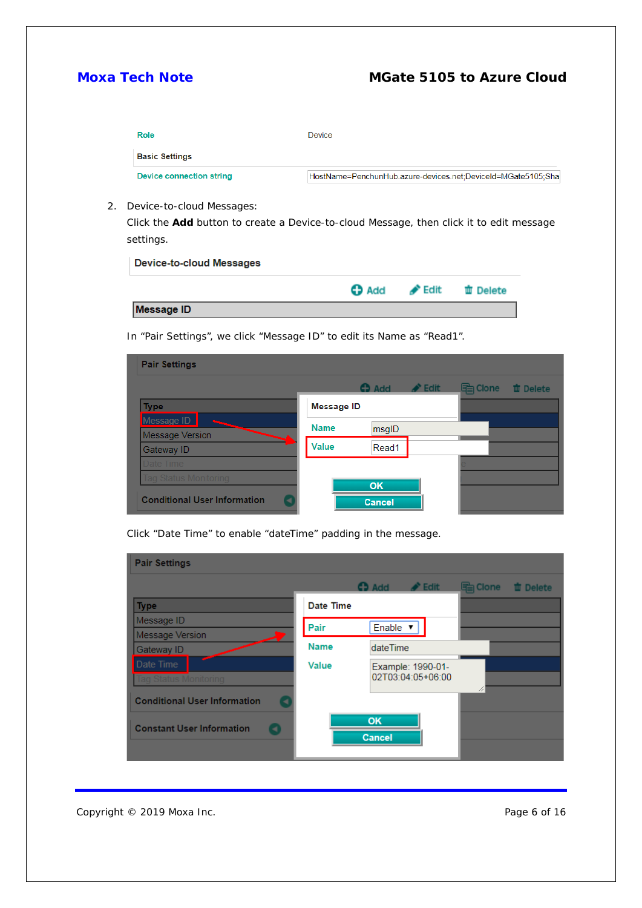| Role | Device |
|---|---|
| **Basic Settings** | |
| Device connection string | HostName=PenchunHub.azure-devices.net;DeviceId=MGate5105;Sha |

2. Device-to-cloud Messages:

   Click the **Add** button to create a Device-to-cloud Message, then click it to edit message settings.

   **Device-to-cloud Messages**

   Add   Edit   Delete

   | Message ID |
   |---|

   In "Pair Settings", we click "Message ID" to edit its Name as "Read1".

   Click "Date Time" to enable "dateTime" padding in the message.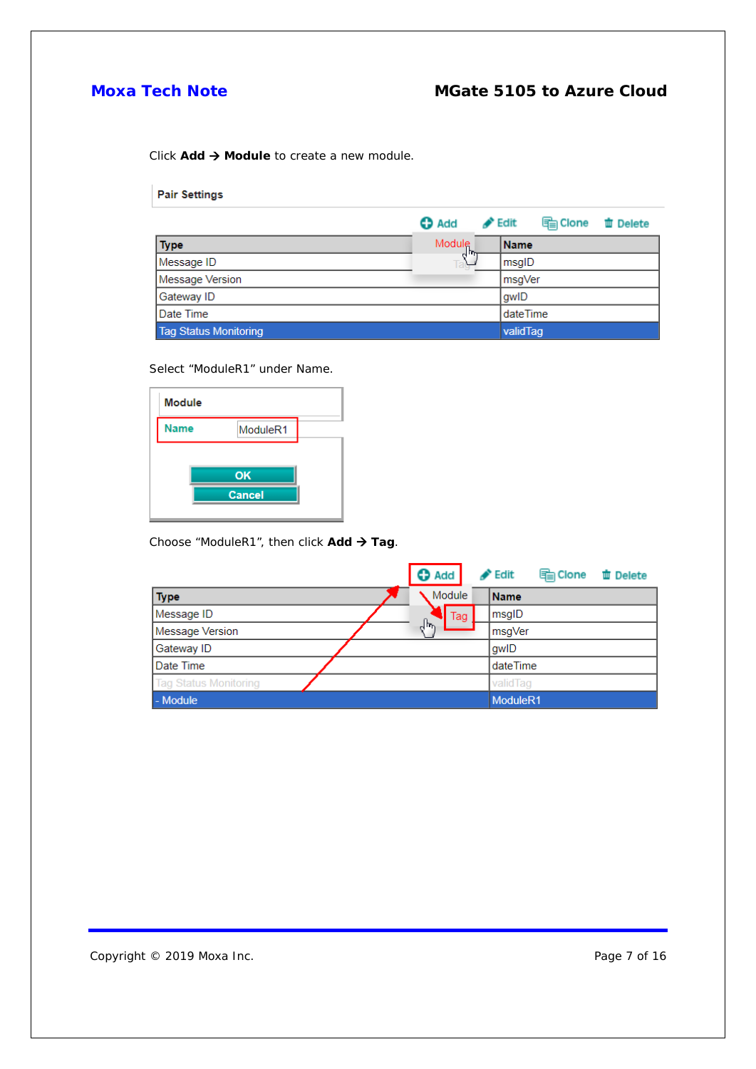Click **Add → Module** to create a new module.

**Pair Settings**

Add | Edit | Clone | Delete

| Type | Name |
|---|---|
| Message ID | msgID |
| Message Version | msgVer |
| Gateway ID | gwID |
| Date Time | dateTime |
| Tag Status Monitoring | validTag |

Select "ModuleR1" under Name.

**Module**

**Name** ModuleR1

OK
Cancel

Choose "ModuleR1", then click **Add → Tag**.

Add | Edit | Clone | Delete

| Type | Name |
|---|---|
| Message ID | msgID |
| Message Version | msgVer |
| Gateway ID | gwID |
| Date Time | dateTime |
| Tag Status Monitoring | validTag |
| - Module | ModuleR1 |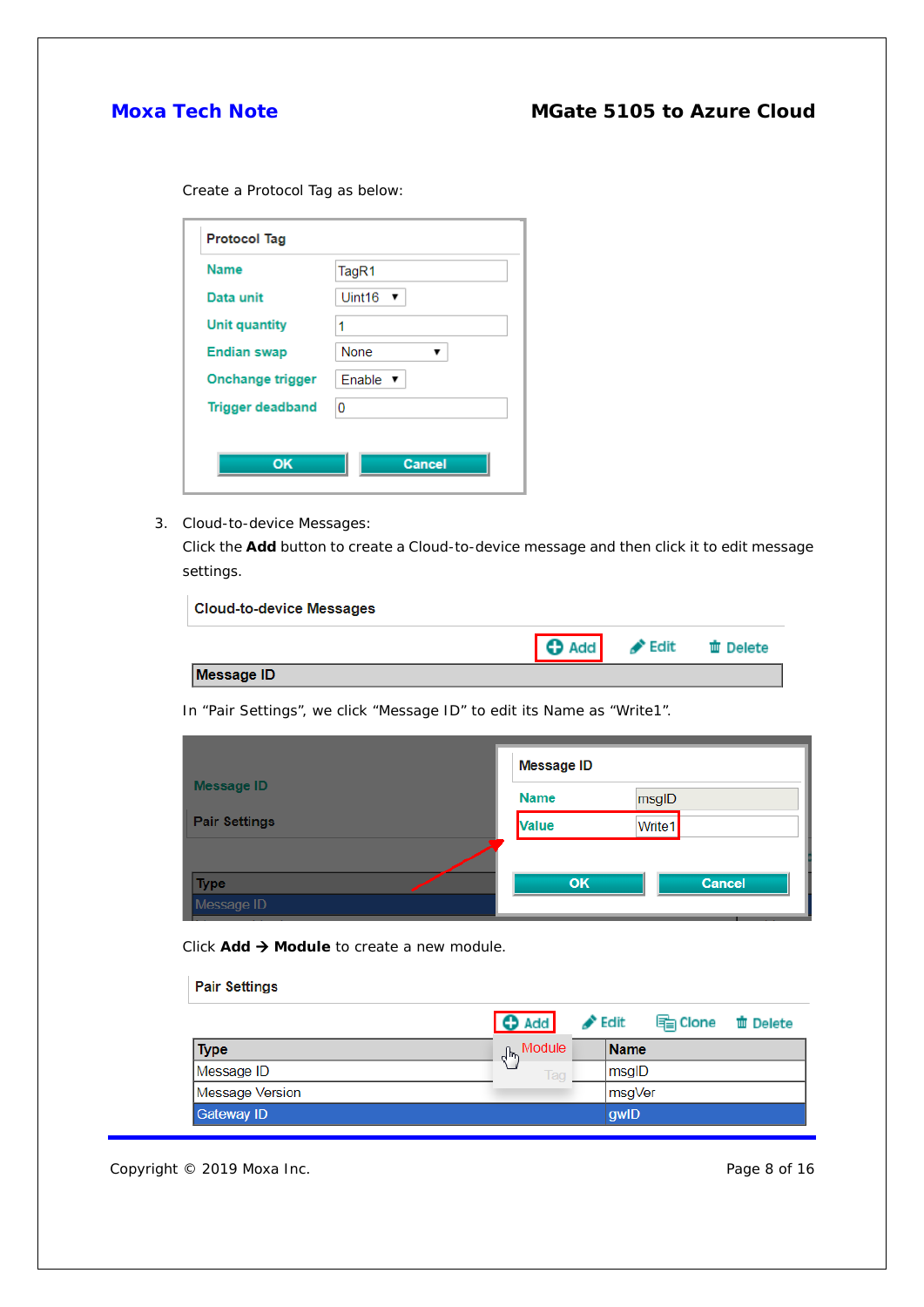Create a Protocol Tag as below:

3. Cloud-to-device Messages:
   Click the **Add** button to create a Cloud-to-device message and then click it to edit message settings.

In “Pair Settings”, we click “Message ID” to edit its Name as “Write1”.

Click **Add → Module** to create a new module.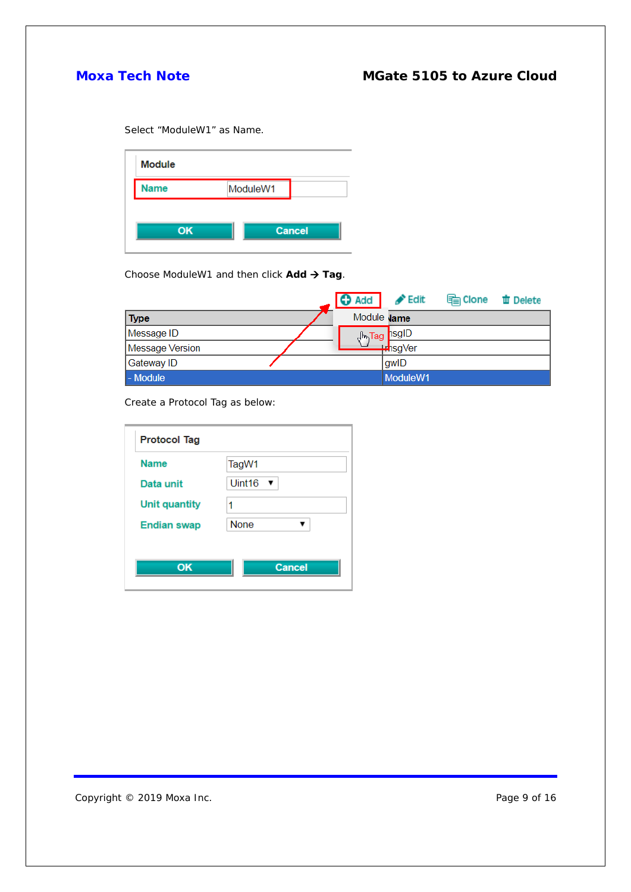Select “ModuleW1” as Name.

| Module | |
|---|---|
| Name | ModuleW1 |

OK Cancel

Choose ModuleW1 and then click **Add → Tag**.

Add Edit Clone Delete

Module
Tag

| Type | Name |
|---|---|
| Message ID | msgID |
| Message Version | msgVer |
| Gateway ID | gwID |
| - Module | ModuleW1 |

Create a Protocol Tag as below:

| Protocol Tag | |
|---|---|
| Name | TagW1 |
| Data unit | Uint16 |
| Unit quantity | 1 |
| Endian swap | None |

OK Cancel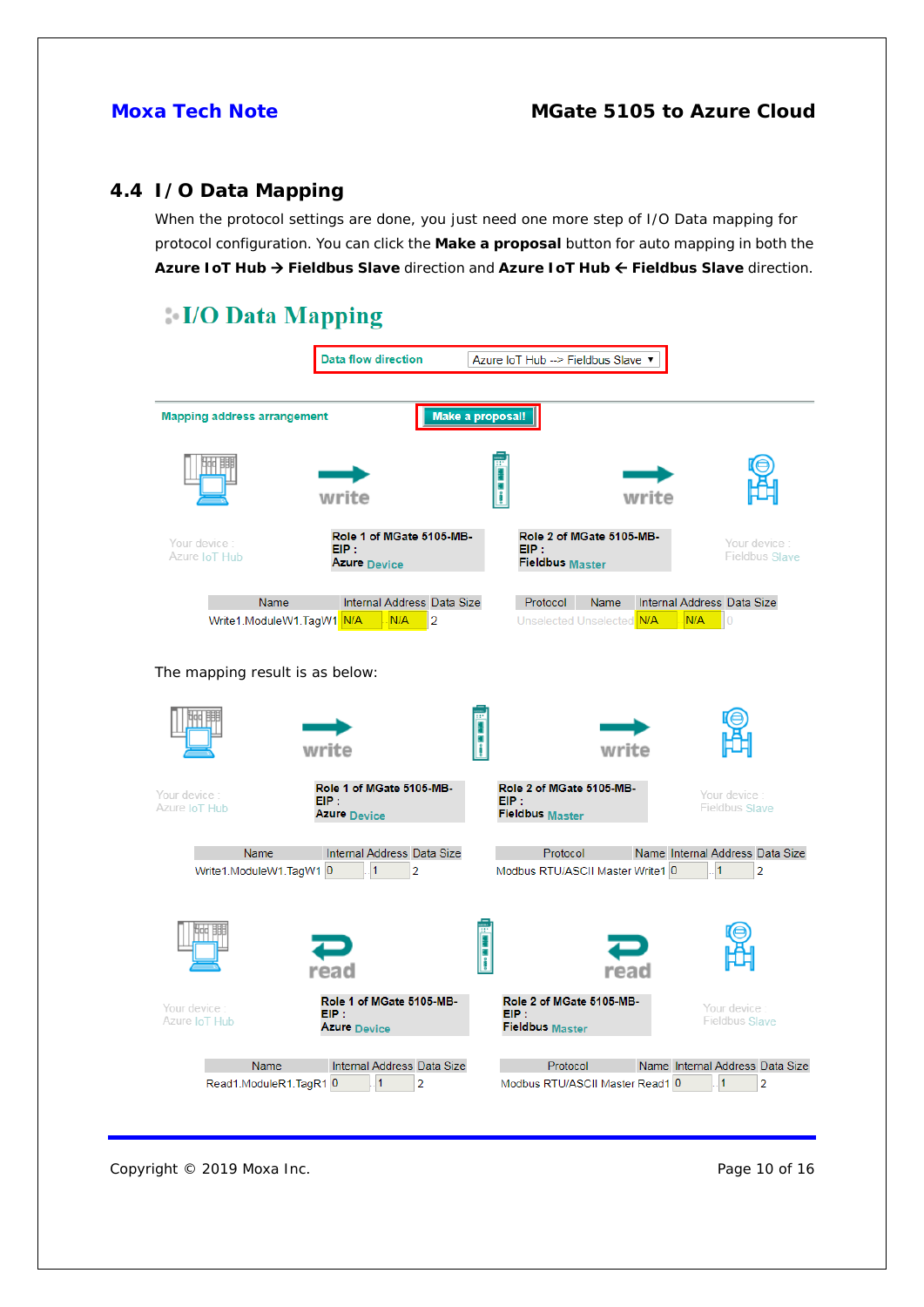## 4.4 I/O Data Mapping

When the protocol settings are done, you just need one more step of I/O Data mapping for protocol configuration. You can click the **Make a proposal** button for auto mapping in both the **Azure IoT Hub → Fieldbus Slave** direction and **Azure IoT Hub ← Fieldbus Slave** direction.

I/O Data Mapping

Data flow direction: Azure IoT Hub --> Fieldbus Slave

Mapping address arrangement — Make a proposal!

Your device : Azure IoT Hub — write — Role 1 of MGate 5105-MB-EIP : Azure Device — write — Role 2 of MGate 5105-MB-EIP : Fieldbus Master — Your device : Fieldbus Slave

| Name | Internal Address | Data Size |
|---|---|---|
| Write1.ModuleW1.TagW1 | N/A | N/A | 2 |

| Protocol | Name | Internal Address | Data Size |
|---|---|---|---|
| Unselected | Unselected | N/A | N/A | 0 |

The mapping result is as below:

Your device : Azure IoT Hub — write — Role 1 of MGate 5105-MB-EIP : Azure Device — write — Role 2 of MGate 5105-MB-EIP : Fieldbus Master — Your device : Fieldbus Slave

| Name | Internal Address | | Data Size |
|---|---|---|---|
| Write1.ModuleW1.TagW1 | 0 | 1 | 2 |

| Protocol | Name | Internal Address | | Data Size |
|---|---|---|---|---|
| Modbus RTU/ASCII Master | Write1 | 0 | 1 | 2 |

Your device : Azure IoT Hub — read — Role 1 of MGate 5105-MB-EIP : Azure Device — read — Role 2 of MGate 5105-MB-EIP : Fieldbus Master — Your device : Fieldbus Slave

| Name | Internal Address | | Data Size |
|---|---|---|---|
| Read1.ModuleR1.TagR1 | 0 | 1 | 2 |

| Protocol | Name | Internal Address | | Data Size |
|---|---|---|---|---|
| Modbus RTU/ASCII Master | Read1 | 0 | 1 | 2 |

Copyright © 2019 Moxa Inc.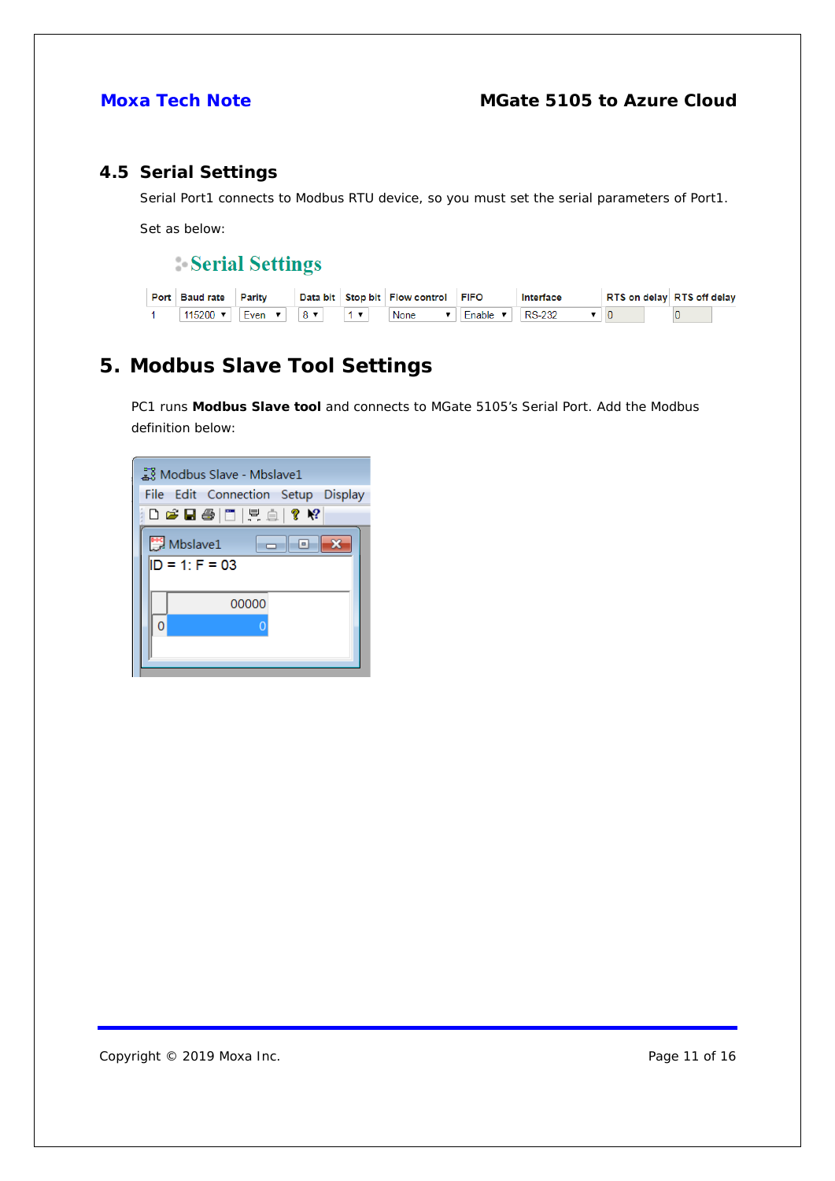## 4.5 Serial Settings

Serial Port1 connects to Modbus RTU device, so you must set the serial parameters of Port1.

Set as below:

**Serial Settings**

| Port | Baud rate | Parity | Data bit | Stop bit | Flow control | FIFO | Interface | RTS on delay | RTS off delay |
|---|---|---|---|---|---|---|---|---|---|
| 1 | 115200 | Even | 8 | 1 | None | Enable | RS-232 | 0 | 0 |

# 5. Modbus Slave Tool Settings

PC1 runs **Modbus Slave tool** and connects to MGate 5105's Serial Port. Add the Modbus definition below:

Modbus Slave - Mbslave1

File Edit Connection Setup Display

Mbslave1

ID = 1: F = 03

| | 00000 |
|---|---|
| 0 | 0 |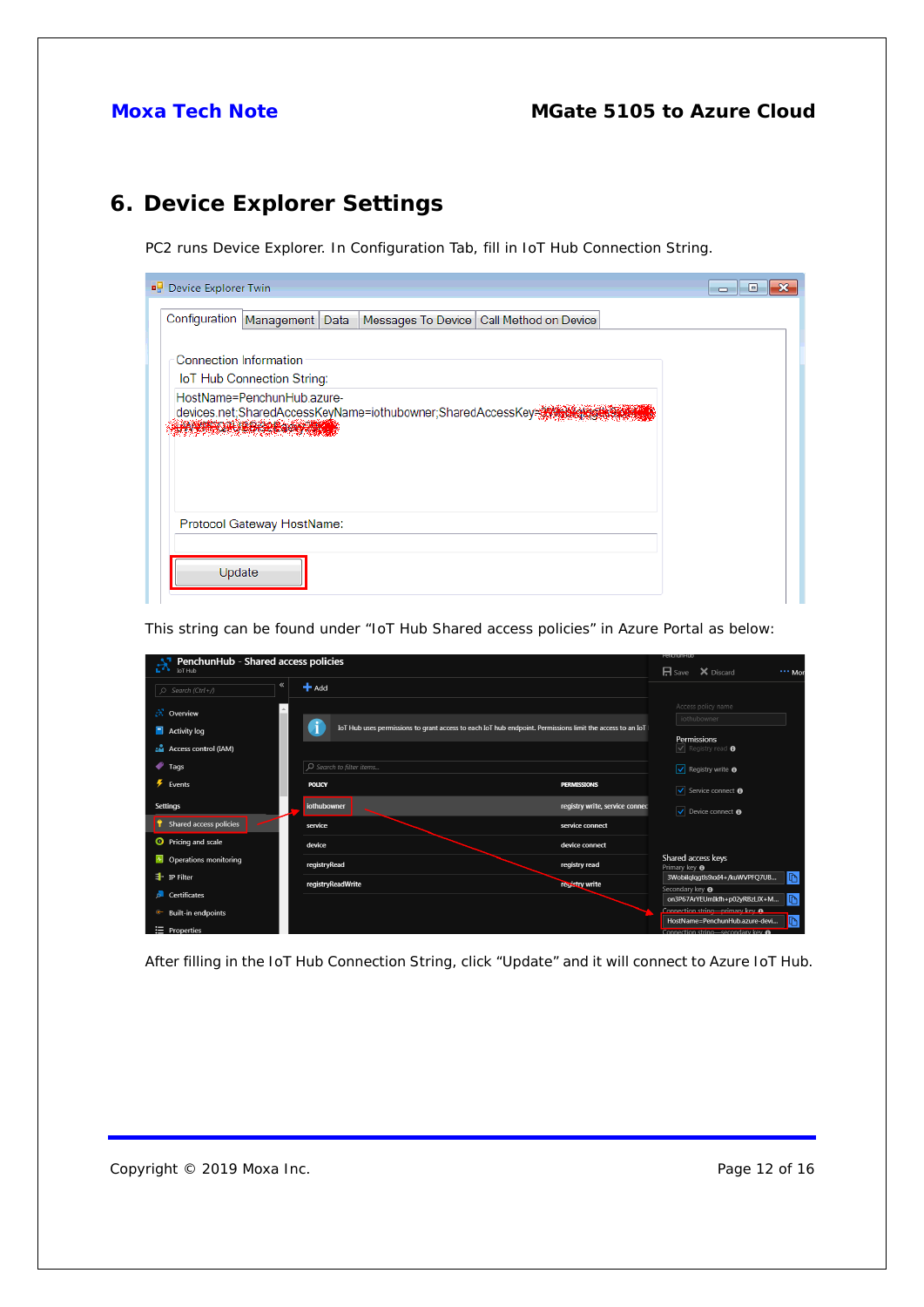# 6. Device Explorer Settings

PC2 runs Device Explorer. In Configuration Tab, fill in IoT Hub Connection String.

This string can be found under "IoT Hub Shared access policies" in Azure Portal as below:

After filling in the IoT Hub Connection String, click "Update" and it will connect to Azure IoT Hub.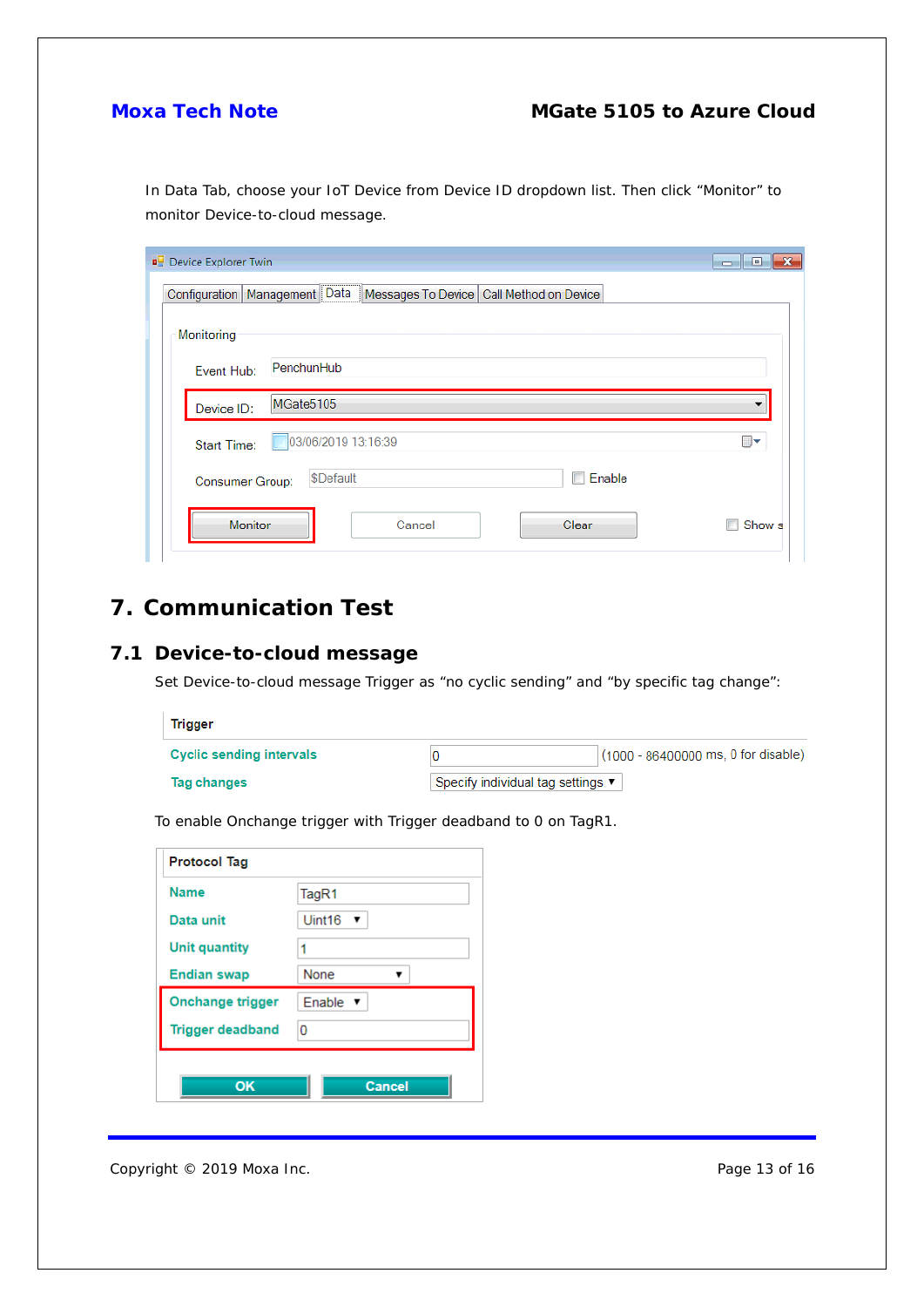In Data Tab, choose your IoT Device from Device ID dropdown list. Then click “Monitor” to monitor Device-to-cloud message.

## 7. Communication Test

### 7.1 Device-to-cloud message

Set Device-to-cloud message Trigger as “no cyclic sending” and “by specific tag change”:

To enable Onchange trigger with Trigger deadband to 0 on TagR1.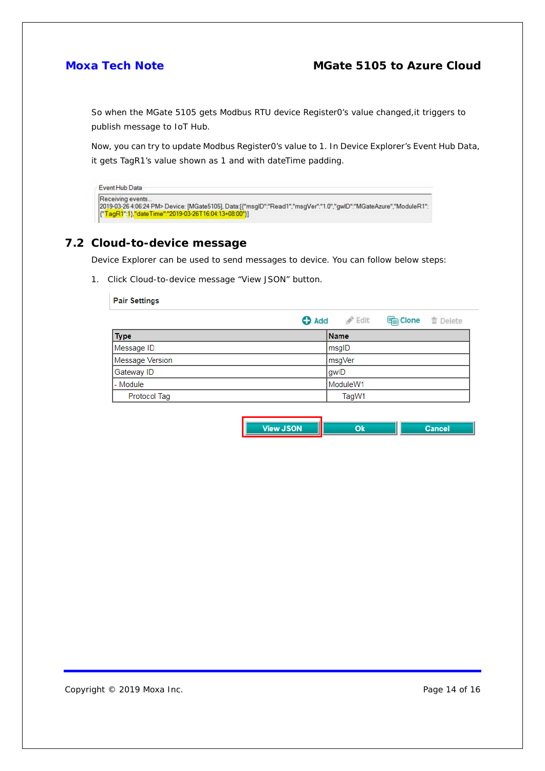So when the MGate 5105 gets Modbus RTU device Register0's value changed,it triggers to publish message to IoT Hub.

Now, you can try to update Modbus Register0's value to 1. In Device Explorer's Event Hub Data, it gets TagR1's value shown as 1 and with dateTime padding.

Event Hub Data

```
Receiving events...
2019-03-26 4:06:24 PM> Device: [MGate5105], Data:[{"msgID":"Read1","msgVer":"1.0","gwID":"MGateAzure","ModuleR1":
{"TagR1":1},"dateTime":"2019-03-26T16:04:13+08:00"}]
```

## 7.2 Cloud-to-device message

Device Explorer can be used to send messages to device. You can follow below steps:

1. Click Cloud-to-device message "View JSON" button.

Pair Settings

Add | Edit | Clone | Delete

| Type | Name |
|---|---|
| Message ID | msgID |
| Message Version | msgVer |
| Gateway ID | gwID |
| - Module | ModuleW1 |
| Protocol Tag | TagW1 |

View JSON | Ok | Cancel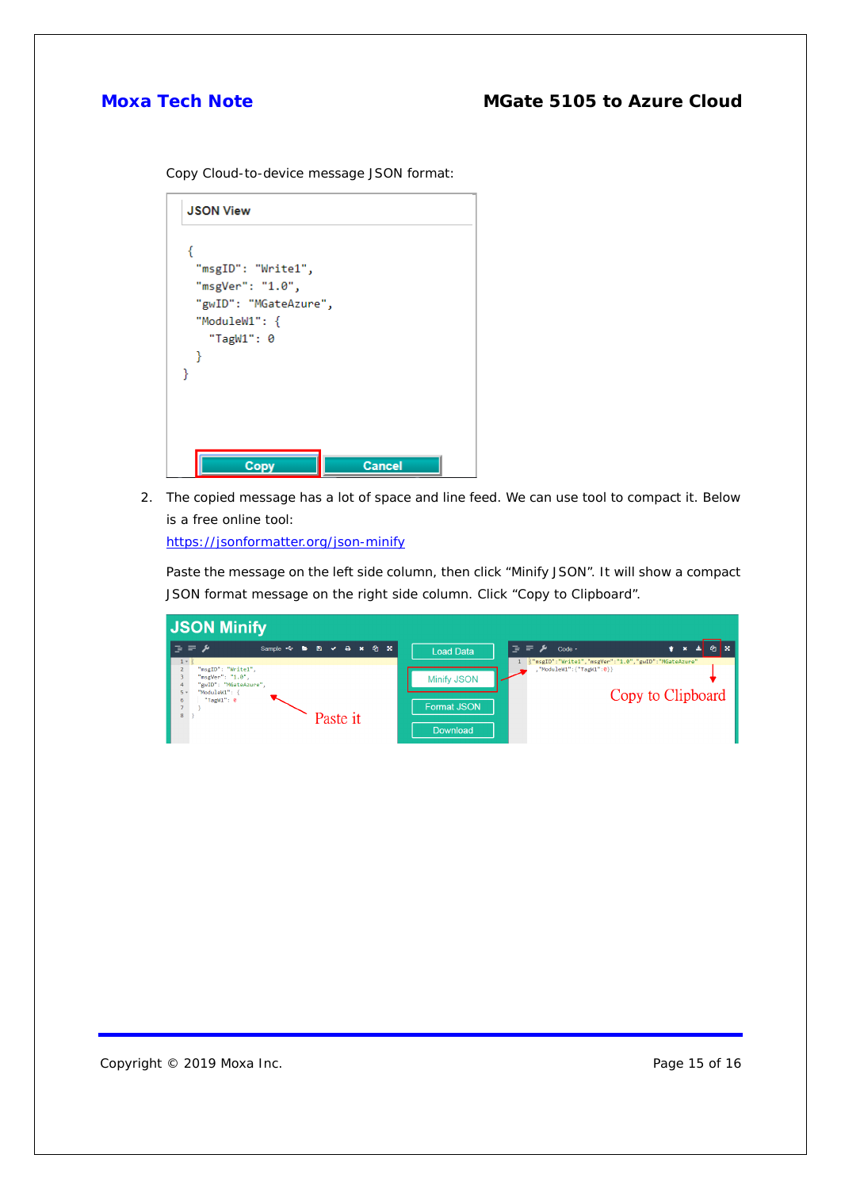Copy Cloud-to-device message JSON format:

2. The copied message has a lot of space and line feed. We can use tool to compact it. Below is a free online tool:
   https://jsonformatter.org/json-minify

   Paste the message on the left side column, then click "Minify JSON". It will show a compact JSON format message on the right side column. Click "Copy to Clipboard".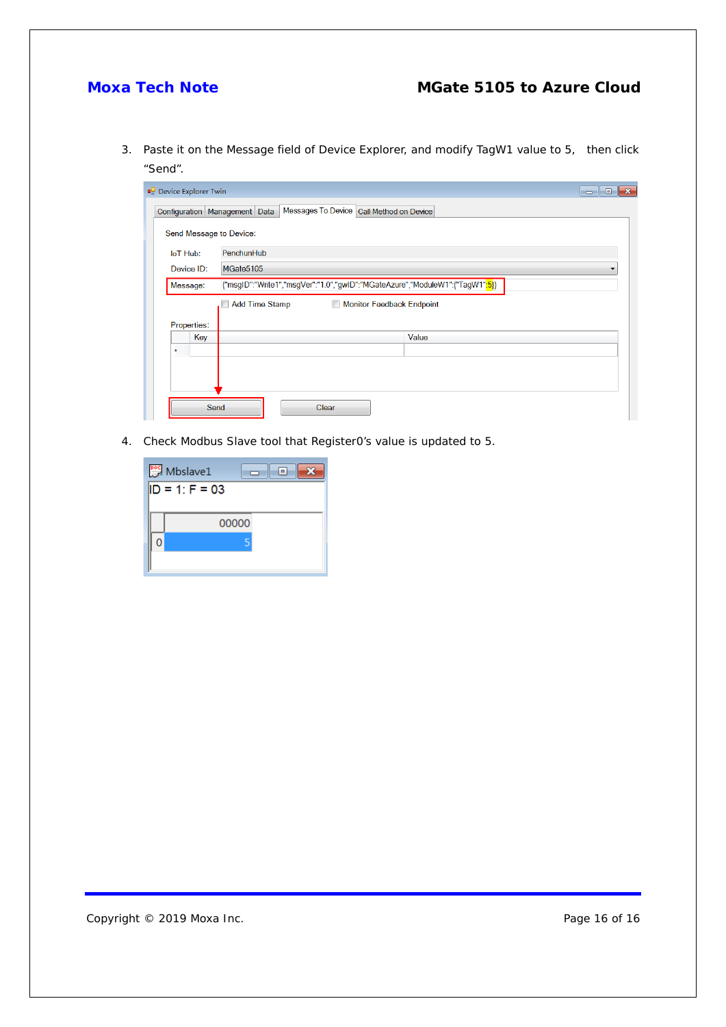3. Paste it on the Message field of Device Explorer, and modify TagW1 value to 5, then click "Send".

4. Check Modbus Slave tool that Register0's value is updated to 5.